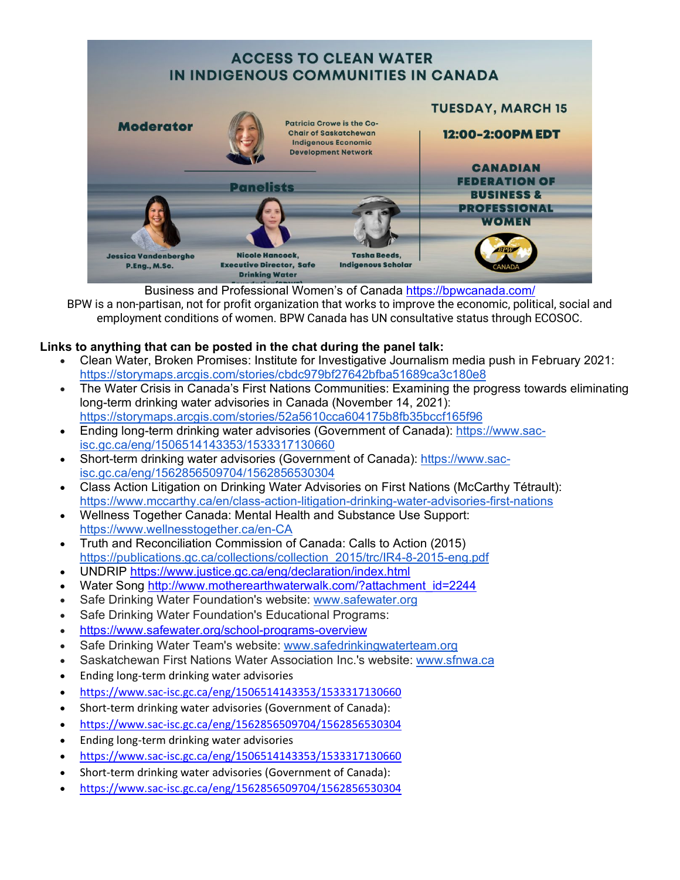# ACCESS TO CLEAN WATER IN INDIGENOUS COMMUNITIES IN CANADA

**Moderator**

Patricia Crowe is the Co-Chair of Saskatchewan Indigenous Economic Development Network

**Panelists**

Jessica Vandenberghe P.Eng., M.Sc.

Nicole Hancock, Executive Director, Safe Drinking Water Foundation (SDWF)

Tasha Beeds, Indigenous Scholar

**TUESDAY, MARCH 15**

**12:00-2:00PM EDT**

**CANADIAN FEDERATION OF BUSINESS & PROFESSIONAL WOMEN**

BPW CANADA

Business and Professional Women's of Canada https://bpwcanada.com/

BPW is a non-partisan, not for profit organization that works to improve the economic, political, social and employment conditions of women. BPW Canada has UN consultative status through ECOSOC.

**Links to anything that can be posted in the chat during the panel talk:**

- Clean Water, Broken Promises: Institute for Investigative Journalism media push in February 2021: https://storymaps.arcgis.com/stories/cbdc979bf27642bfba51689ca3c180e8
- The Water Crisis in Canada's First Nations Communities: Examining the progress towards eliminating long-term drinking water advisories in Canada (November 14, 2021): https://storymaps.arcgis.com/stories/52a5610cca604175b8fb35bccf165f96
- Ending long-term drinking water advisories (Government of Canada): https://www.sac-isc.gc.ca/eng/1506514143353/1533317130660
- Short-term drinking water advisories (Government of Canada): https://www.sac-isc.gc.ca/eng/1562856509704/1562856530304
- Class Action Litigation on Drinking Water Advisories on First Nations (McCarthy Tétrault): https://www.mccarthy.ca/en/class-action-litigation-drinking-water-advisories-first-nations
- Wellness Together Canada: Mental Health and Substance Use Support: https://www.wellnesstogether.ca/en-CA
- Truth and Reconciliation Commission of Canada: Calls to Action (2015) https://publications.gc.ca/collections/collection_2015/trc/IR4-8-2015-eng.pdf
- UNDRIP https://www.justice.gc.ca/eng/declaration/index.html
- Water Song http://www.motherearthwaterwalk.com/?attachment_id=2244
- Safe Drinking Water Foundation's website: www.safewater.org
- Safe Drinking Water Foundation's Educational Programs:
- https://www.safewater.org/school-programs-overview
- Safe Drinking Water Team's website: www.safedrinkingwaterteam.org
- Saskatchewan First Nations Water Association Inc.'s website: www.sfnwa.ca
- Ending long-term drinking water advisories
- https://www.sac-isc.gc.ca/eng/1506514143353/1533317130660
- Short-term drinking water advisories (Government of Canada):
- https://www.sac-isc.gc.ca/eng/1562856509704/1562856530304
- Ending long-term drinking water advisories
- https://www.sac-isc.gc.ca/eng/1506514143353/1533317130660
- Short-term drinking water advisories (Government of Canada):
- https://www.sac-isc.gc.ca/eng/1562856509704/1562856530304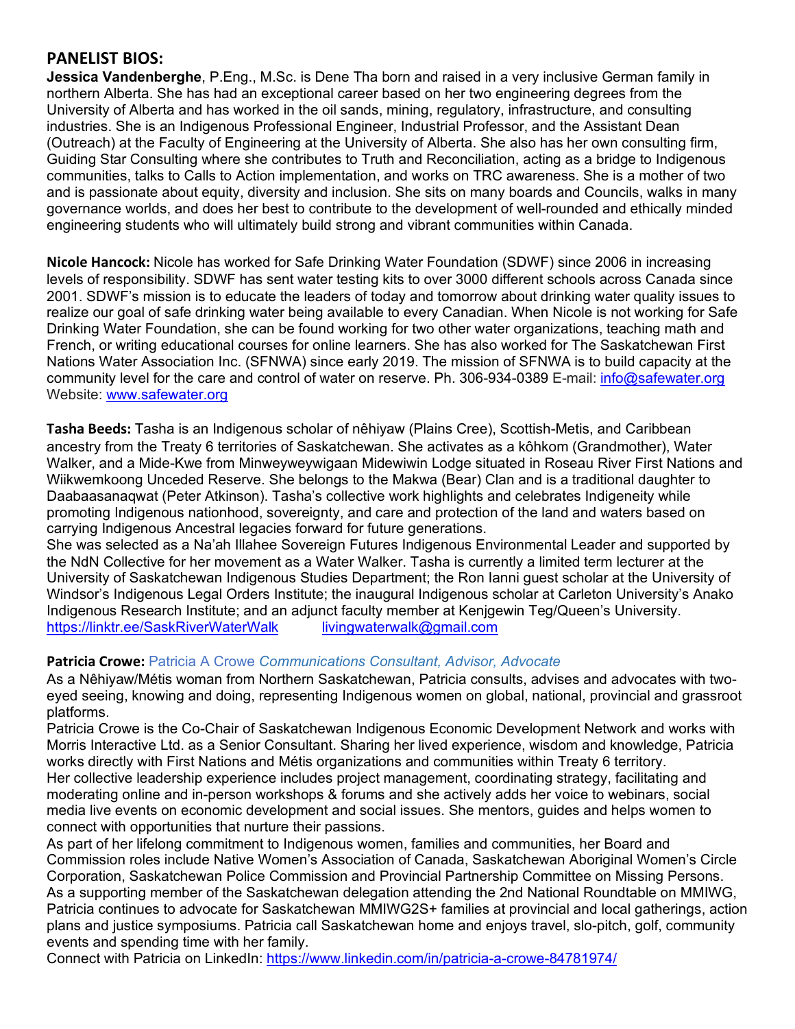## PANELIST BIOS:

**Jessica Vandenberghe**, P.Eng., M.Sc. is Dene Tha born and raised in a very inclusive German family in northern Alberta. She has had an exceptional career based on her two engineering degrees from the University of Alberta and has worked in the oil sands, mining, regulatory, infrastructure, and consulting industries. She is an Indigenous Professional Engineer, Industrial Professor, and the Assistant Dean (Outreach) at the Faculty of Engineering at the University of Alberta. She also has her own consulting firm, Guiding Star Consulting where she contributes to Truth and Reconciliation, acting as a bridge to Indigenous communities, talks to Calls to Action implementation, and works on TRC awareness. She is a mother of two and is passionate about equity, diversity and inclusion. She sits on many boards and Councils, walks in many governance worlds, and does her best to contribute to the development of well-rounded and ethically minded engineering students who will ultimately build strong and vibrant communities within Canada.

**Nicole Hancock:** Nicole has worked for Safe Drinking Water Foundation (SDWF) since 2006 in increasing levels of responsibility. SDWF has sent water testing kits to over 3000 different schools across Canada since 2001. SDWF's mission is to educate the leaders of today and tomorrow about drinking water quality issues to realize our goal of safe drinking water being available to every Canadian. When Nicole is not working for Safe Drinking Water Foundation, she can be found working for two other water organizations, teaching math and French, or writing educational courses for online learners. She has also worked for The Saskatchewan First Nations Water Association Inc. (SFNWA) since early 2019. The mission of SFNWA is to build capacity at the community level for the care and control of water on reserve. Ph. 306-934-0389 E-mail: info@safewater.org Website: www.safewater.org

**Tasha Beeds:** Tasha is an Indigenous scholar of nêhiyaw (Plains Cree), Scottish-Metis, and Caribbean ancestry from the Treaty 6 territories of Saskatchewan. She activates as a kôhkom (Grandmother), Water Walker, and a Mide-Kwe from Minweyweywigaan Midewiwin Lodge situated in Roseau River First Nations and Wiikwemkoong Unceded Reserve. She belongs to the Makwa (Bear) Clan and is a traditional daughter to Daabaasanaqwat (Peter Atkinson). Tasha's collective work highlights and celebrates Indigeneity while promoting Indigenous nationhood, sovereignty, and care and protection of the land and waters based on carrying Indigenous Ancestral legacies forward for future generations.
She was selected as a Na'ah Illahee Sovereign Futures Indigenous Environmental Leader and supported by the NdN Collective for her movement as a Water Walker. Tasha is currently a limited term lecturer at the University of Saskatchewan Indigenous Studies Department; the Ron Ianni guest scholar at the University of Windsor's Indigenous Legal Orders Institute; the inaugural Indigenous scholar at Carleton University's Anako Indigenous Research Institute; and an adjunct faculty member at Kenjgewin Teg/Queen's University.
https://linktr.ee/SaskRiverWaterWalk livingwaterwalk@gmail.com

**Patricia Crowe:** Patricia A Crowe *Communications Consultant, Advisor, Advocate*

As a Nêhiyaw/Métis woman from Northern Saskatchewan, Patricia consults, advises and advocates with two-eyed seeing, knowing and doing, representing Indigenous women on global, national, provincial and grassroot platforms.
Patricia Crowe is the Co-Chair of Saskatchewan Indigenous Economic Development Network and works with Morris Interactive Ltd. as a Senior Consultant. Sharing her lived experience, wisdom and knowledge, Patricia works directly with First Nations and Métis organizations and communities within Treaty 6 territory.
Her collective leadership experience includes project management, coordinating strategy, facilitating and moderating online and in-person workshops & forums and she actively adds her voice to webinars, social media live events on economic development and social issues. She mentors, guides and helps women to connect with opportunities that nurture their passions.
As part of her lifelong commitment to Indigenous women, families and communities, her Board and Commission roles include Native Women's Association of Canada, Saskatchewan Aboriginal Women's Circle Corporation, Saskatchewan Police Commission and Provincial Partnership Committee on Missing Persons.
As a supporting member of the Saskatchewan delegation attending the 2nd National Roundtable on MMIWG, Patricia continues to advocate for Saskatchewan MMIWG2S+ families at provincial and local gatherings, action plans and justice symposiums. Patricia call Saskatchewan home and enjoys travel, slo-pitch, golf, community events and spending time with her family.
Connect with Patricia on LinkedIn: https://www.linkedin.com/in/patricia-a-crowe-84781974/